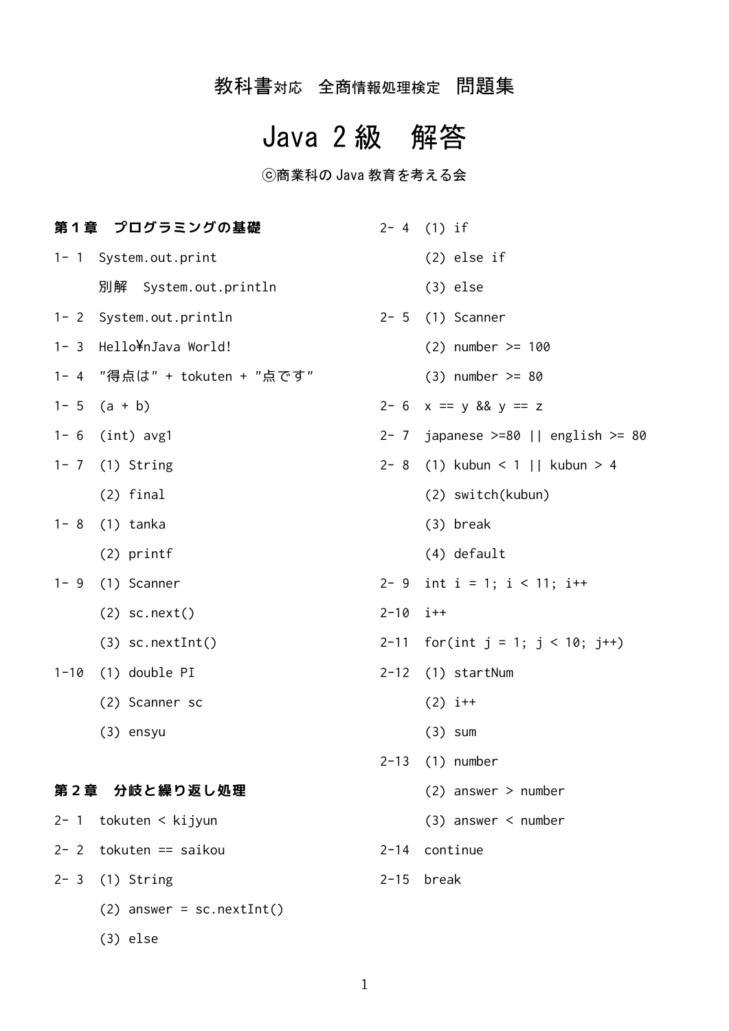教科書対応　全商情報処理検定　問題集

# Java 2級　解答

ⓒ商業科の Java 教育を考える会

## 第１章　プログラミングの基礎

1- 1　System.out.print

　　　別解　System.out.println

1- 2　System.out.println

1- 3　Hello¥nJava World!

1- 4　"得点は" + tokuten + "点です"

1- 5　(a + b)

1- 6　(int) avg1

1- 7　(1) String

　　　(2) final

1- 8　(1) tanka

　　　(2) printf

1- 9　(1) Scanner

　　　(2) sc.next()

　　　(3) sc.nextInt()

1-10　(1) double PI

　　　(2) Scanner sc

　　　(3) ensyu

## 第２章　分岐と繰り返し処理

2- 1　tokuten < kijyun

2- 2　tokuten == saikou

2- 3　(1) String

　　　(2) answer = sc.nextInt()

　　　(3) else

2- 4　(1) if

　　　(2) else if

　　　(3) else

2- 5　(1) Scanner

　　　(2) number >= 100

　　　(3) number >= 80

2- 6　x == y && y == z

2- 7　japanese >=80 || english >= 80

2- 8　(1) kubun < 1 || kubun > 4

　　　(2) switch(kubun)

　　　(3) break

　　　(4) default

2- 9　int i = 1; i < 11; i++

2-10　i++

2-11　for(int j = 1; j < 10; j++)

2-12　(1) startNum

　　　(2) i++

　　　(3) sum

2-13　(1) number

　　　(2) answer > number

　　　(3) answer < number

2-14　continue

2-15　break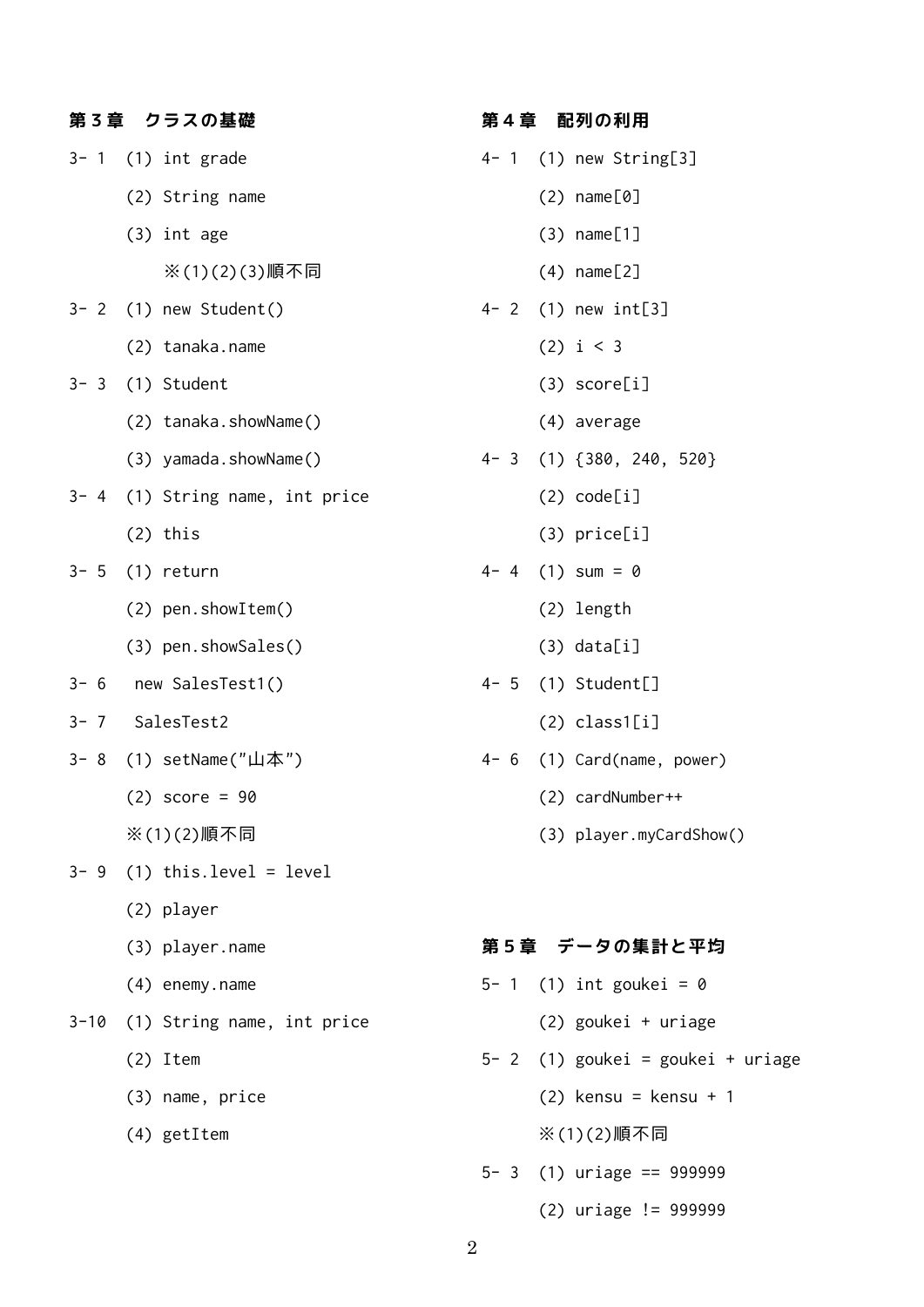## 第３章　クラスの基礎

3- 1 (1) int grade
(2) String name
(3) int age
※(1)(2)(3)順不同

3- 2 (1) new Student()
(2) tanaka.name

3- 3 (1) Student
(2) tanaka.showName()
(3) yamada.showName()

3- 4 (1) String name, int price
(2) this

3- 5 (1) return
(2) pen.showItem()
(3) pen.showSales()

3- 6 new SalesTest1()

3- 7 SalesTest2

3- 8 (1) setName("山本")
(2) score = 90
※(1)(2)順不同

3- 9 (1) this.level = level
(2) player
(3) player.name
(4) enemy.name

3-10 (1) String name, int price
(2) Item
(3) name, price
(4) getItem

## 第４章　配列の利用

4- 1 (1) new String[3]
(2) name[0]
(3) name[1]
(4) name[2]

4- 2 (1) new int[3]
(2) i < 3
(3) score[i]
(4) average

4- 3 (1) {380, 240, 520}
(2) code[i]
(3) price[i]

4- 4 (1) sum = 0
(2) length
(3) data[i]

4- 5 (1) Student[]
(2) class1[i]

4- 6 (1) Card(name, power)
(2) cardNumber++
(3) player.myCardShow()

## 第５章　データの集計と平均

5- 1 (1) int goukei = 0
(2) goukei + uriage

5- 2 (1) goukei = goukei + uriage
(2) kensu = kensu + 1
※(1)(2)順不同

5- 3 (1) uriage == 999999
(2) uriage != 999999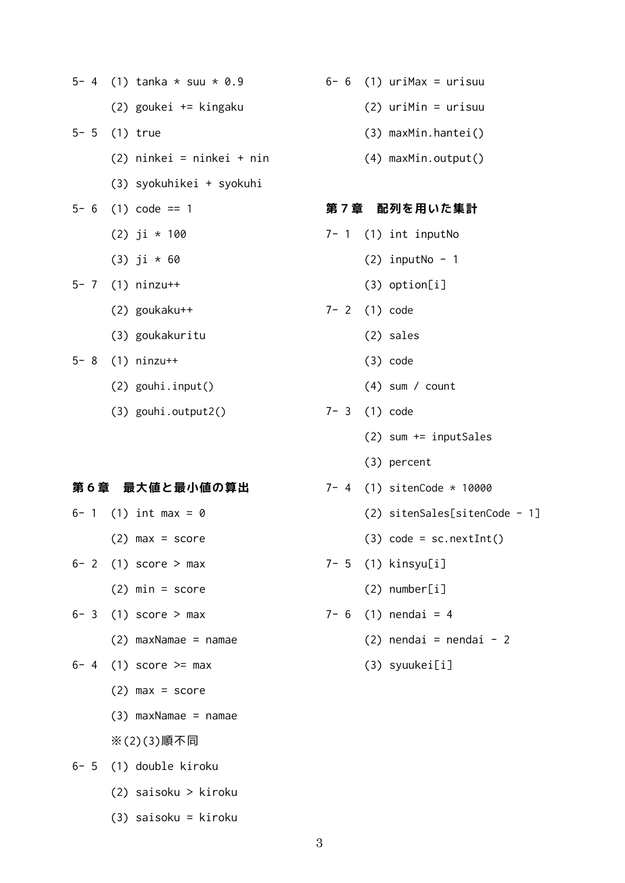5- 4　(1) tanka * suu * 0.9

(2) goukei += kingaku

5- 5　(1) true

(2) ninkei = ninkei + nin

(3) syokuhikei + syokuhi

5- 6　(1) code == 1

(2) ji * 100

(3) ji * 60

5- 7　(1) ninzu++

(2) goukaku++

(3) goukakuritu

5- 8　(1) ninzu++

(2) gouhi.input()

(3) gouhi.output2()

## 第６章　最大値と最小値の算出

6- 1　(1) int max = 0

(2) max = score

6- 2　(1) score > max

(2) min = score

6- 3　(1) score > max

(2) maxNamae = namae

6- 4　(1) score >= max

(2) max = score

(3) maxNamae = namae

※(2)(3)順不同

6- 5　(1) double kiroku

(2) saisoku > kiroku

(3) saisoku = kiroku

6- 6　(1) uriMax = urisuu

(2) uriMin = urisuu

(3) maxMin.hantei()

(4) maxMin.output()

## 第７章　配列を用いた集計

7- 1　(1) int inputNo

(2) inputNo - 1

(3) option[i]

7- 2　(1) code

(2) sales

(3) code

(4) sum / count

7- 3　(1) code

(2) sum += inputSales

(3) percent

7- 4　(1) sitenCode * 10000

(2) sitenSales[sitenCode - 1]

(3) code = sc.nextInt()

7- 5　(1) kinsyu[i]

(2) number[i]

7- 6　(1) nendai = 4

(2) nendai = nendai - 2

(3) syuukei[i]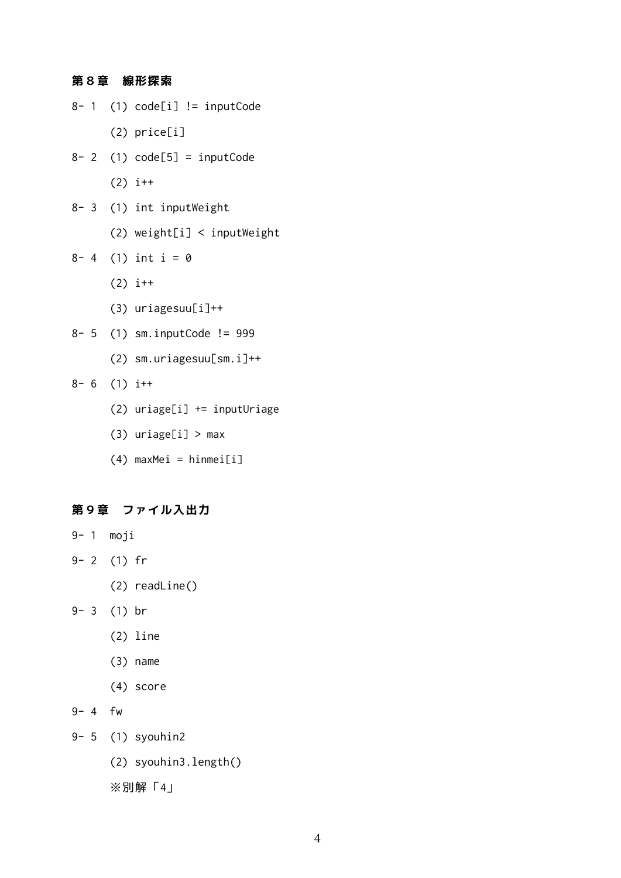## 第８章　線形探索

8- 1　(1) code[i] != inputCode

　　　(2) price[i]

8- 2　(1) code[5] = inputCode

　　　(2) i++

8- 3　(1) int inputWeight

　　　(2) weight[i] < inputWeight

8- 4　(1) int i = 0

　　　(2) i++

　　　(3) uriagesuu[i]++

8- 5　(1) sm.inputCode != 999

　　　(2) sm.uriagesuu[sm.i]++

8- 6　(1) i++

　　　(2) uriage[i] += inputUriage

　　　(3) uriage[i] > max

　　　(4) maxMei = hinmei[i]

## 第９章　ファイル入出力

9- 1　moji

9- 2　(1) fr

　　　(2) readLine()

9- 3　(1) br

　　　(2) line

　　　(3) name

　　　(4) score

9- 4　fw

9- 5　(1) syouhin2

　　　(2) syouhin3.length()

　　　※別解「4」